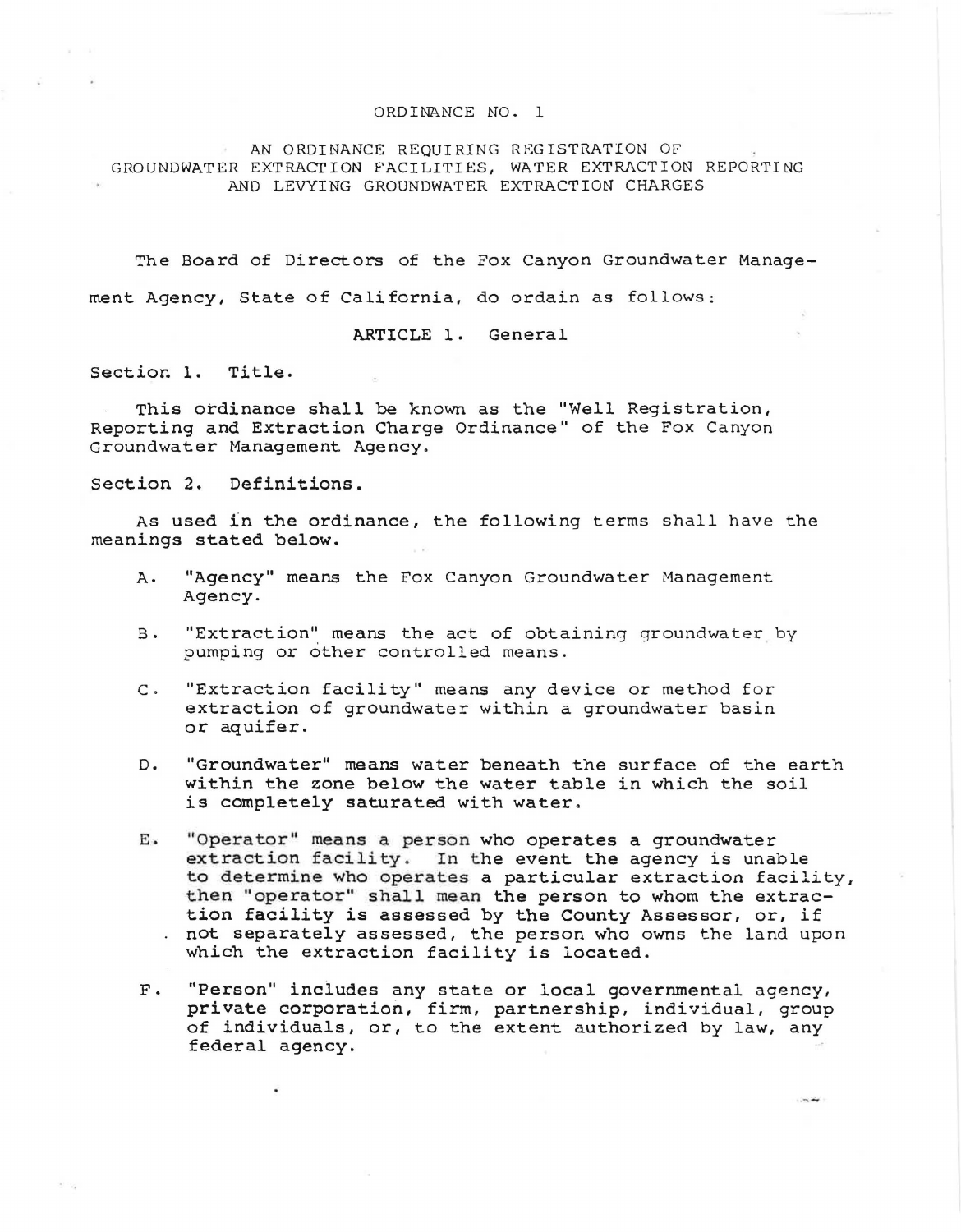# ORDINANCE NO. 1

## AN ORDINANCE REQUIRING REGISTRATION OF GROUNDWATER EXTRACTION FACILITIES, WATER EXTRACTION REPORTING AND LEVYING GROUNDWATER EXTRACTION CHARGES

The Board of Directors of the Fox Canyon Groundwater Management Agency, State of California, do ordain as follows:

### ARTICLE 1. General

Section 1. Title.

This ordinance shall be known as the "Well Registration, Reporting and Extraction Charge Ordinance" of the Fox Canyon Groundwater Management Agency.

Section 2. Definitions.

As used in the ordinance, the following terms shall have the meanings stated below.

A. "Agency" means the Fox Canyon Groundwater Management Agency.

B. "Extraction" means the act of obtaining groundwater by pumping or other controlled means.

C. "Extraction facility" means any device or method for extraction of groundwater within a groundwater basin or aquifer.

D. "Groundwater" means water beneath the surface of the earth within the zone below the water table in which the soil is completely saturated with water.

E. "Operator" means a person who operates a groundwater extraction facility. In the event the agency is unable to determine who operates a particular extraction facility, then "operator" shall mean the person to whom the extraction facility is assessed by the County Assessor, or, if not separately assessed, the person who owns the land upon which the extraction facility is located.

F. "Person" includes any state or local governmental agency, private corporation, firm, partnership, individual, group of individuals, or, to the extent authorized by law, any federal agency.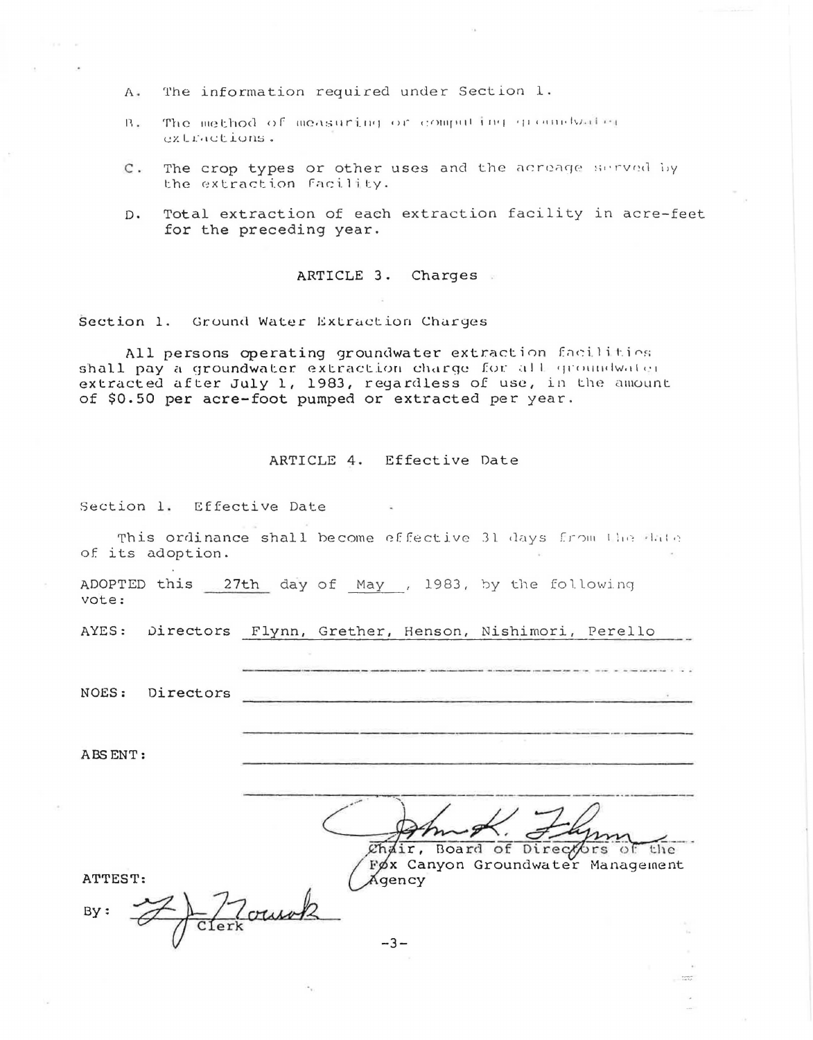A. The information required under Section 1.

B. The method of measuring or computing groundwater extractions.

C. The crop types or other uses and the acreage served by the extraction facility.

D. Total extraction of each extraction facility in acre-feet for the preceding year.

## ARTICLE 3. Charges

### Section 1. Ground Water Extraction Charges

All persons operating groundwater extraction facilities shall pay a groundwater extraction charge for all groundwater extracted after July 1, 1983, regardless of use, in the amount of $0.50 per acre-foot pumped or extracted per year.

## ARTICLE 4. Effective Date

### Section 1. Effective Date

This ordinance shall become effective 31 days from the date of its adoption.

ADOPTED this 27th day of May, 1983, by the following vote:

AYES: Directors Flynn, Grether, Henson, Nishimori, Perello

NOES: Directors

ABSENT:

John K. Flynn

Chair, Board of Directors of the Fox Canyon Groundwater Management Agency

ATTEST:

By: Clerk